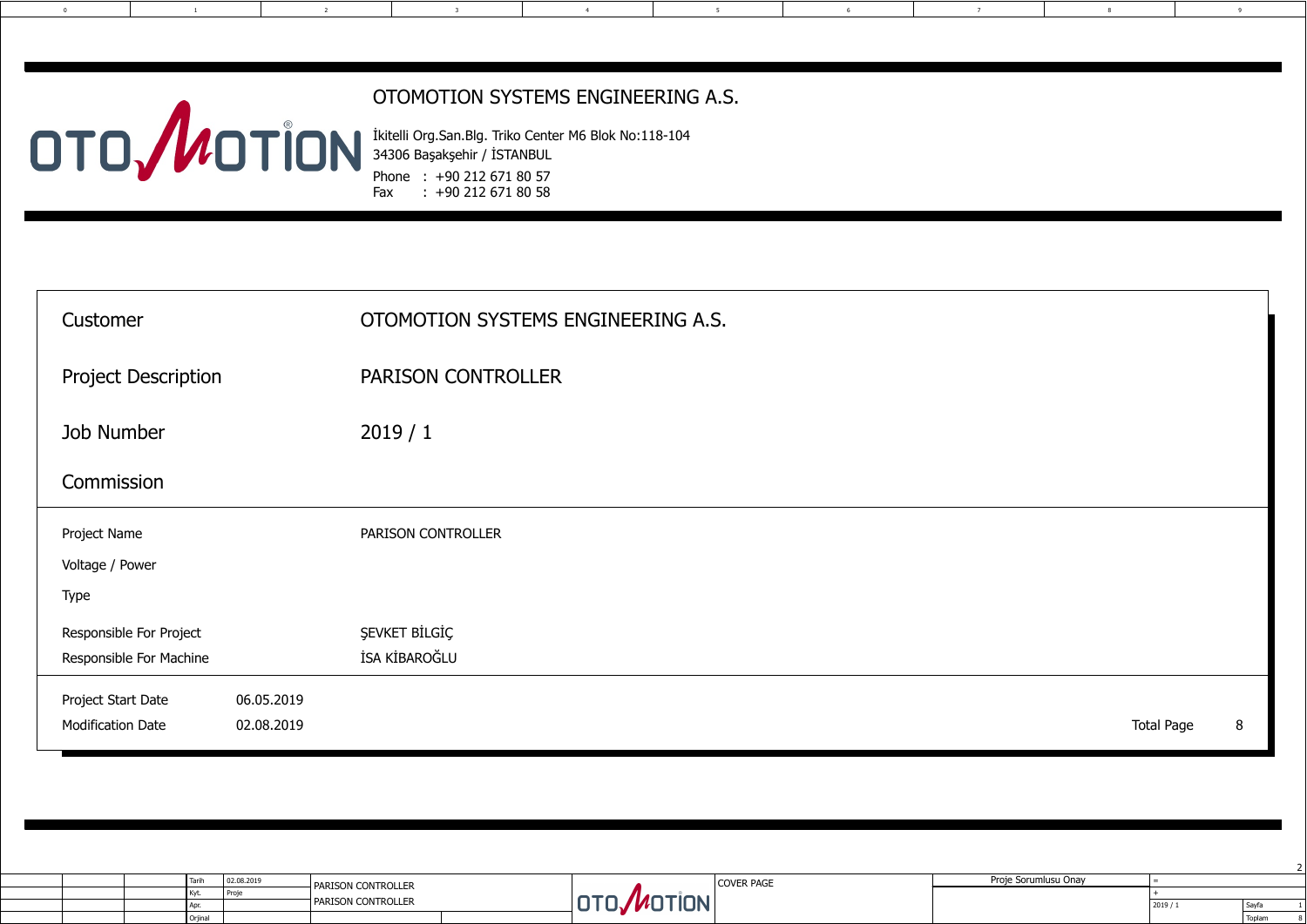# OTOMOTION SYSTEMS ENGINEERING A.S.

İkitelli Org.San.Blg. Triko Center M6 Blok No:118-104
34306 Başakşehir / İSTANBUL
Phone : +90 212 671 80 57
Fax : +90 212 671 80 58

| | |
|---|---|
| Customer | OTOMOTION SYSTEMS ENGINEERING A.S. |
| Project Description | PARISON CONTROLLER |
| Job Number | 2019 / 1 |
| Commission | |

| | |
|---|---|
| Project Name | PARISON CONTROLLER |
| Voltage / Power | |
| Type | |
| Responsible For Project | ŞEVKET BİLGİÇ |
| Responsible For Machine | İSA KİBAROĞLU |

| | | | |
|---|---|---|---|
| Project Start Date | 06.05.2019 | | |
| Modification Date | 02.08.2019 | Total Page | 8 |

| | | | |
|---|---|---|---|
| Tarih | 02.08.2019 | PARISON CONTROLLER | COVER PAGE |
| Kyt. | Proje | PARISON CONTROLLER | Proje Sorumlusu Onay |
| Apr. | | | 2019 / 1 |
| Orjinal | | | |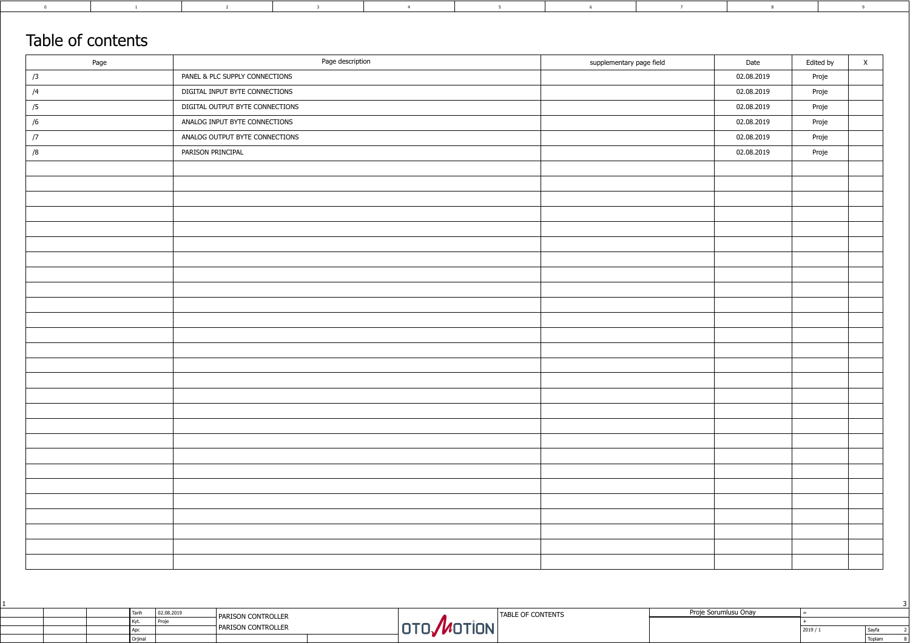# Table of contents

| Page | Page description | supplementary page field | Date | Edited by | X |
|---|---|---|---|---|---|
| /3 | PANEL & PLC SUPPLY CONNECTIONS | | 02.08.2019 | Proje | |
| /4 | DIGITAL INPUT BYTE CONNECTIONS | | 02.08.2019 | Proje | |
| /5 | DIGITAL OUTPUT BYTE CONNECTIONS | | 02.08.2019 | Proje | |
| /6 | ANALOG INPUT BYTE CONNECTIONS | | 02.08.2019 | Proje | |
| /7 | ANALOG OUTPUT BYTE CONNECTIONS | | 02.08.2019 | Proje | |
| /8 | PARISON PRINCIPAL | | 02.08.2019 | Proje | |

| | |
|---|---|
| Tarih | 02.08.2019 |
| Kyt. | Proje |
| Apr. | |
| Orjinal | |

PARISON CONTROLLER

PARISON CONTROLLER

OTOMOTION

TABLE OF CONTENTS

Proje Sorumlusu Onay

2019 / 1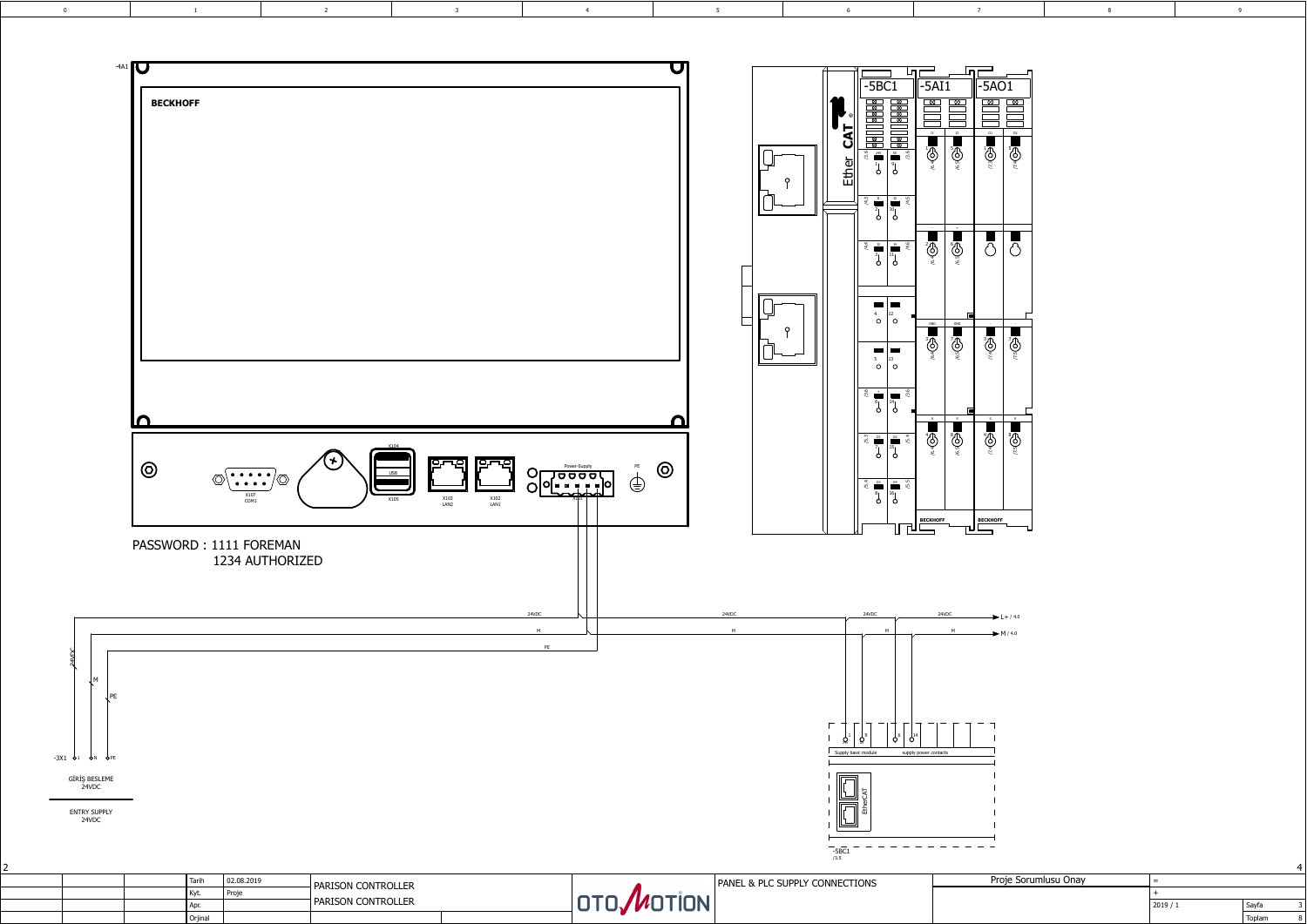-4A1

**BECKHOFF**

X107 COM1

X104 USB X105

X103 LAN2

X102 LAN1

Power-Supply X101

PE

PASSWORD : 1111 FOREMAN
1234 AUTHORIZED

-5BC1

-5AI1

-5AO1

EtherCAT

24VDC

M

PE

L+ / 4.0

M / 4.0

-3X1 1 N PE

GİRİŞ BESLEME
24VDC

ENTRY SUPPLY
24VDC

Supply basic module

supply power contacts

-5BC1
/3.5

| | | | Tarih | 02.08.2019 | PARISON CONTROLLER | OTOMOTION | PANEL & PLC SUPPLY CONNECTIONS | Proje Sorumlusu Onay | = | |
|---|---|---|---|---|---|---|---|---|---|---|
| | | | Kyt. | Proje | PARISON CONTROLLER | | | | + | |
| | | | Apr. | | | | | | 2019 / 1 | Sayfa 3 |
| | | | Orjinal | | | | | | | Toplam 8 |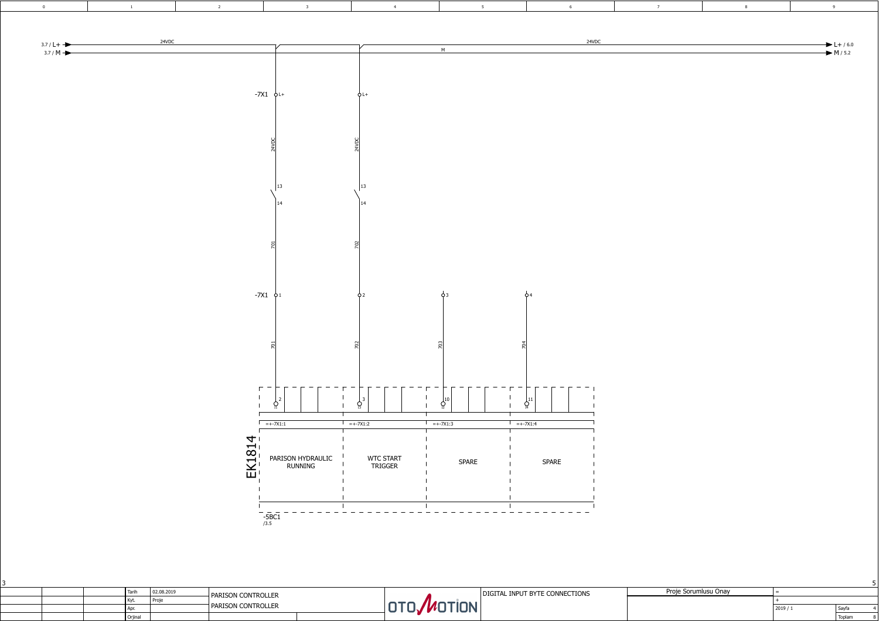3.7 / L+ — 24VDC — L+ / 6.0

3.7 / M — M — M / 5.2

-7X1 L+ (24VDC) → 13/14 → 701 → -7X1 1 → 701 → EK1814 terminal 2

-7X1 L+ (24VDC) → 13/14 → 702 → -7X1 2 → 702 → EK1814 terminal 3

-7X1 3 → 703 → EK1814 terminal 10

-7X1 4 → 704 → EK1814 terminal 11

## EK1814

| =+-7X1:1 | =+-7X1:2 | =+-7X1:3 | =+-7X1:4 |
|---|---|---|---|
| PARISON HYDRAULIC RUNNING | WTC START TRIGGER | SPARE | SPARE |

-5BC1
/3.5

| | |
|---|---|
| Tarih | 02.08.2019 |
| Kyt. | Proje |
| Apr. | |
| Orjinal | |

PARISON CONTROLLER

PARISON CONTROLLER

OTOMOTION

DIGITAL INPUT BYTE CONNECTIONS

Proje Sorumlusu Onay

2019 / 1

Sayfa 4

Toplam 8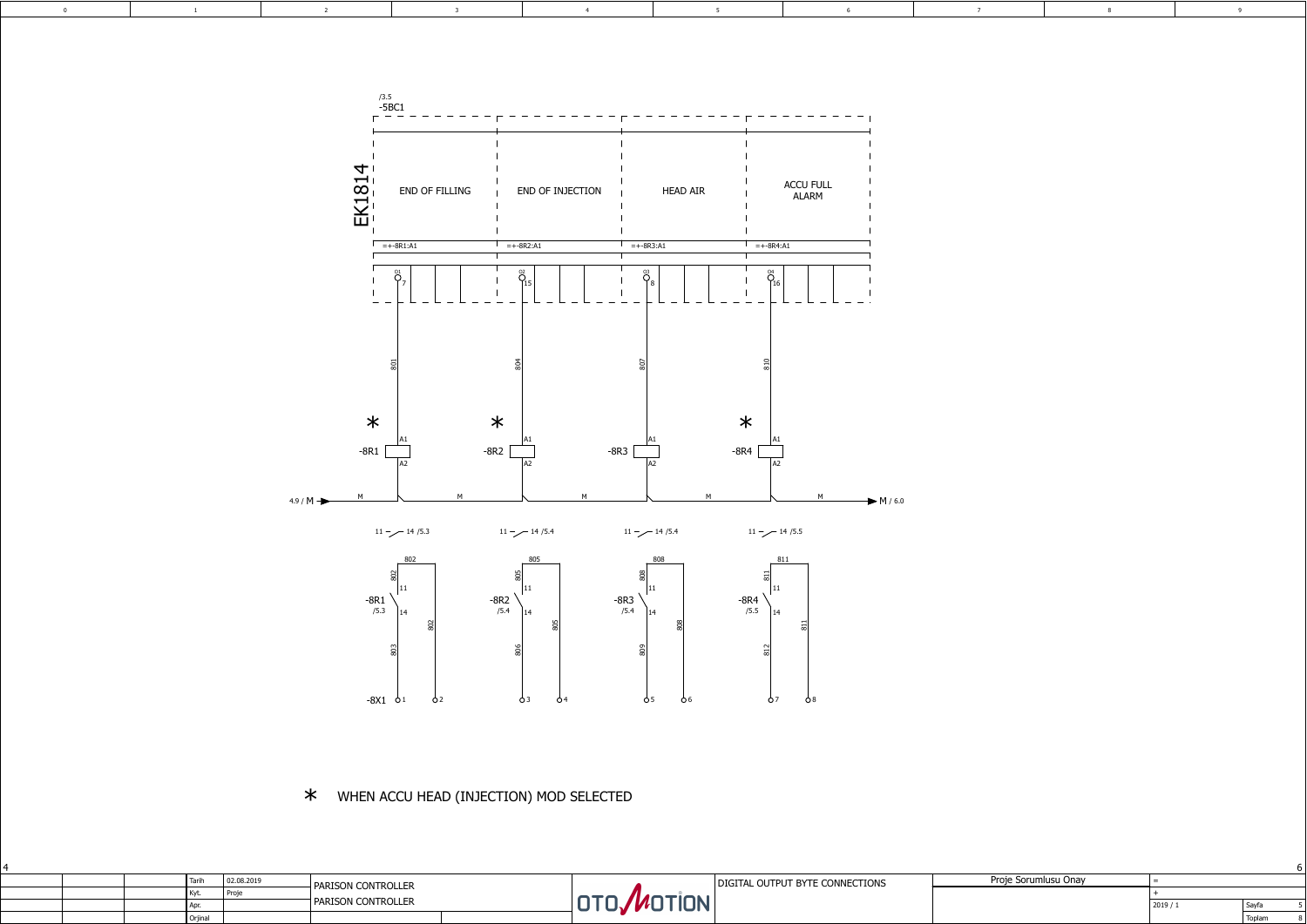/3.5
-5BC1

EK1814

| END OF FILLING | END OF INJECTION | HEAD AIR | ACCU FULL ALARM |
|---|---|---|---|
| =+-8R1:A1 | =+-8R2:A1 | =+-8R3:A1 | =+-8R4:A1 |
| O1 7 | O2 15 | O3 8 | O4 16 |

801 804 807 810

* -8R1 A1 A2
* -8R2 A1 A2
-8R3 A1 A2
* -8R4 A1 A2

4.9 / M — M — M — M — M — M → M / 6.0

11 — 14 /5.3 11 — 14 /5.4 11 — 14 /5.4 11 — 14 /5.5

802 805 808 811

-8R1 /5.3 11 14 802 803
-8R2 /5.4 11 14 805 806
-8R3 /5.4 11 14 808 809
-8R4 /5.5 11 14 811 812

-8X1 1 2 3 4 5 6 7 8

* WHEN ACCU HEAD (INJECTION) MOD SELECTED

| Tarih | 02.08.2019 | PARISON CONTROLLER | DIGITAL OUTPUT BYTE CONNECTIONS | Proje Sorumlusu Onay |
|---|---|---|---|---|
| Kyt. | Proje | PARISON CONTROLLER | | |
| Apr. | | | | 2019 / 1 |
| Orjinal | | | | |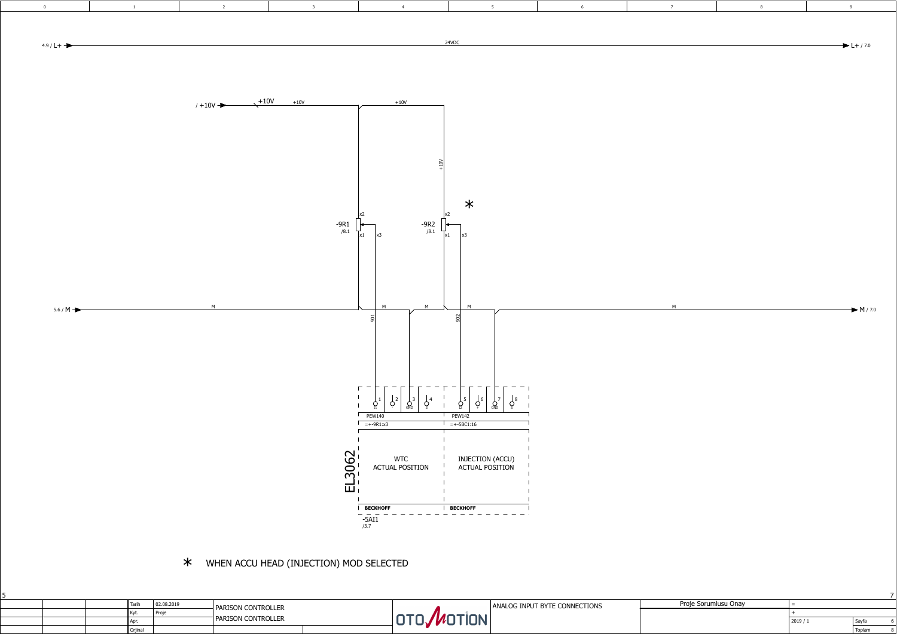4.9 / L+ — 24VDC — L+ / 7.0

/ +10V — +10V — +10V — +10V

-9R1 /8.1 (x1, x2, x3)

-9R2 /8.1 (x1, x2, x3) *

5.6 / M — M — M / 7.0

901

902

| 1 | 2 | 3 GND | 4 S | 5 | 6 | 7 GND | 8 S |
|---|---|---|---|---|---|---|---|
| PEW140 | | | | PEW142 | | | |
| =+-9R1:x3 | | | | =+-5BC1:16 | | | |
| WTC ACTUAL POSITION | | | | INJECTION (ACCU) ACTUAL POSITION | | | |
| BECKHOFF | | | | BECKHOFF | | | |

EL3062

-5AI1 /3.7

\* WHEN ACCU HEAD (INJECTION) MOD SELECTED

| Tarih | 02.08.2019 | PARISON CONTROLLER | ANALOG INPUT BYTE CONNECTIONS | Proje Sorumlusu Onay | = |
|---|---|---|---|---|---|
| Kyt. | Proje | PARISON CONTROLLER | | | + |
| Apr. | | | | | 2019 / 1 |
| Orjinal | | | | | |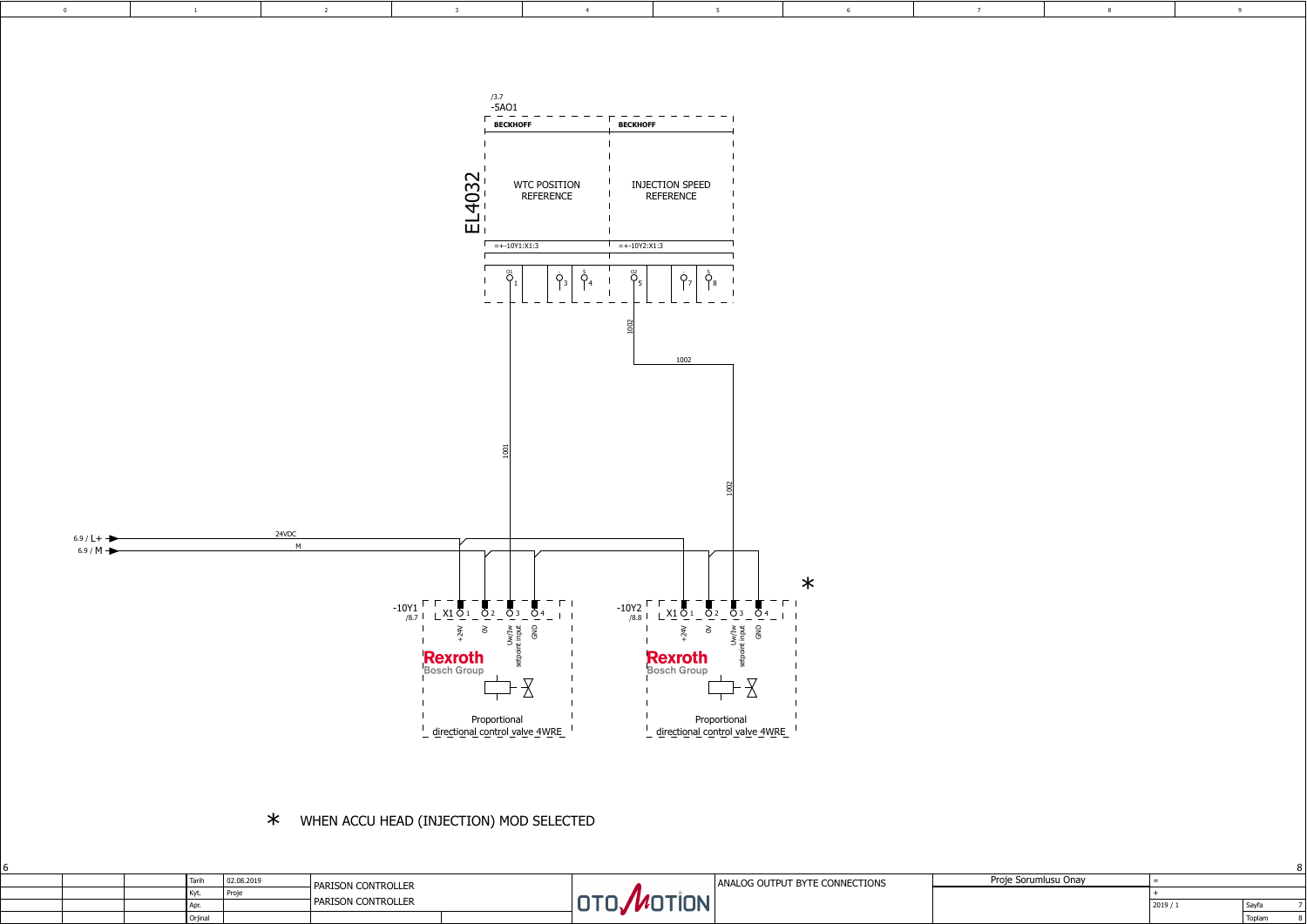/3.7
-5AO1

| BECKHOFF | BECKHOFF |
| --- | --- |
| WTC POSITION REFERENCE | INJECTION SPEED REFERENCE |
| =+-10Y1:X1:3 | =+-10Y2:X1:3 |

EL4032

Terminals: O1 1, 3, 4 | O2 5, 7, 8

Wires: 1001, 1002

6.9 / L+ — 24VDC

6.9 / M — M

-10Y1 /8.7

X1: 1 +24V, 2 0V, 3 Uw/Iw setpoint input, 4 GND

Rexroth Bosch Group

Proportional directional control valve 4WRE

-10Y2 /8.8 *

X1: 1 +24V, 2 0V, 3 Uw/Iw setpoint input, 4 GND

Rexroth Bosch Group

Proportional directional control valve 4WRE

* WHEN ACCU HEAD (INJECTION) MOD SELECTED

| | | | | | | |
| --- | --- | --- | --- | --- | --- | --- |
| Tarih | 02.08.2019 | PARISON CONTROLLER | OTOMOTION | ANALOG OUTPUT BYTE CONNECTIONS | Proje Sorumlusu Onay | = |
| Kyt. | Proje | PARISON CONTROLLER | | | | + |
| Apr. | | | | | | 2019 / 1 |
| Orjinal | | | | | | |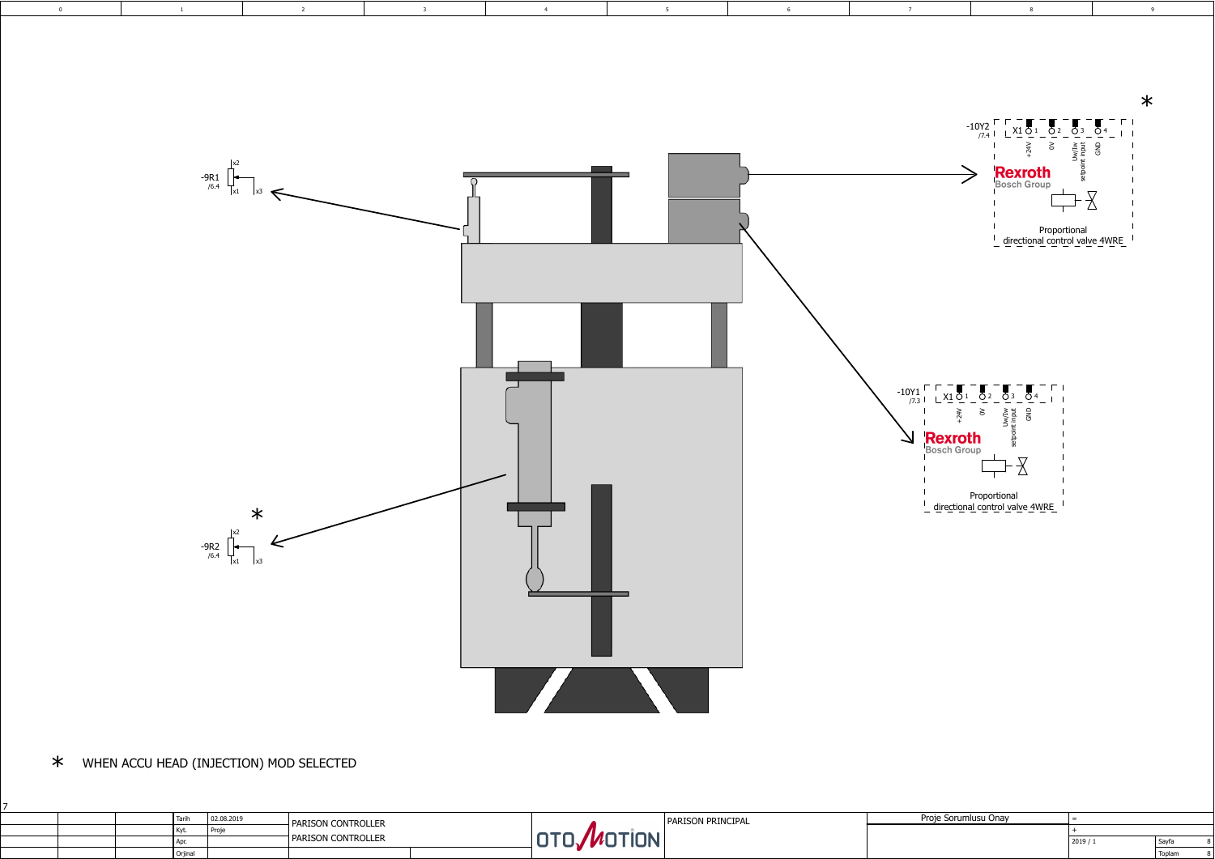-10Y2
/7.4

X1 1 2 3 4

+24V 0V Uw/Iw setpoint input GND

Rexroth
Bosch Group

Proportional
directional control valve 4WRE

*

-9R1
/6.4

x2 x1 x3

-10Y1
/7.3

X1 1 2 3 4

+24V 0V Uw/Iw setpoint input GND

Rexroth
Bosch Group

Proportional
directional control valve 4WRE

*

-9R2
/6.4

x2 x1 x3

* WHEN ACCU HEAD (INJECTION) MOD SELECTED

| | | | | | | | | |
|---|---|---|---|---|---|---|---|---|
| | | Tarih | 02.08.2019 | PARISON CONTROLLER | OTOMOTION | PARISON PRINCIPAL | Proje Sorumlusu Onay | = |
| | | Kyt. | Proje | PARISON CONTROLLER | | | | + |
| | | Apr. | | | | | | 2019 / 1 |
| | | Orjinal | | | | | | |